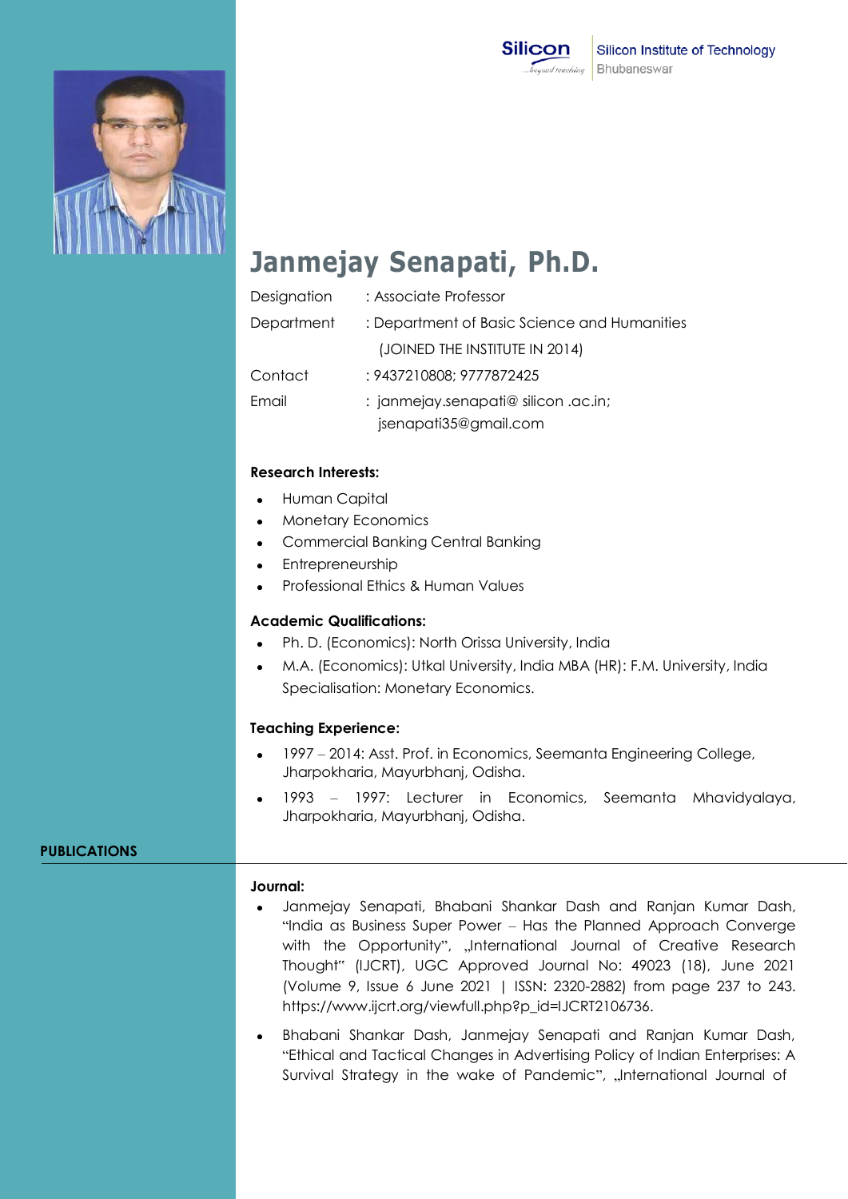Silicon Institute of Technology
Bhubaneswar

# Janmejay Senapati, Ph.D.

| | |
|---|---|
| Designation | : Associate Professor |
| Department | : Department of Basic Science and Humanities (JOINED THE INSTITUTE IN 2014) |
| Contact | : 9437210808; 9777872425 |
| Email | : janmejay.senapati@ silicon .ac.in; jsenapati35@gmail.com |

**Research Interests:**

- Human Capital
- Monetary Economics
- Commercial Banking Central Banking
- Entrepreneurship
- Professional Ethics & Human Values

**Academic Qualifications:**

- Ph. D. (Economics): North Orissa University, India
- M.A. (Economics): Utkal University, India MBA (HR): F.M. University, India Specialisation: Monetary Economics.

**Teaching Experience:**

- 1997 – 2014: Asst. Prof. in Economics, Seemanta Engineering College, Jharpokharia, Mayurbhanj, Odisha.
- 1993 – 1997: Lecturer in Economics, Seemanta Mhavidyalaya, Jharpokharia, Mayurbhanj, Odisha.

## PUBLICATIONS

**Journal:**

- Janmejay Senapati, Bhabani Shankar Dash and Ranjan Kumar Dash, "India as Business Super Power – Has the Planned Approach Converge with the Opportunity", „International Journal of Creative Research Thought" (IJCRT), UGC Approved Journal No: 49023 (18), June 2021 (Volume 9, Issue 6 June 2021 | ISSN: 2320-2882) from page 237 to 243. https://www.ijcrt.org/viewfull.php?p_id=IJCRT2106736.
- Bhabani Shankar Dash, Janmejay Senapati and Ranjan Kumar Dash, "Ethical and Tactical Changes in Advertising Policy of Indian Enterprises: A Survival Strategy in the wake of Pandemic", „International Journal of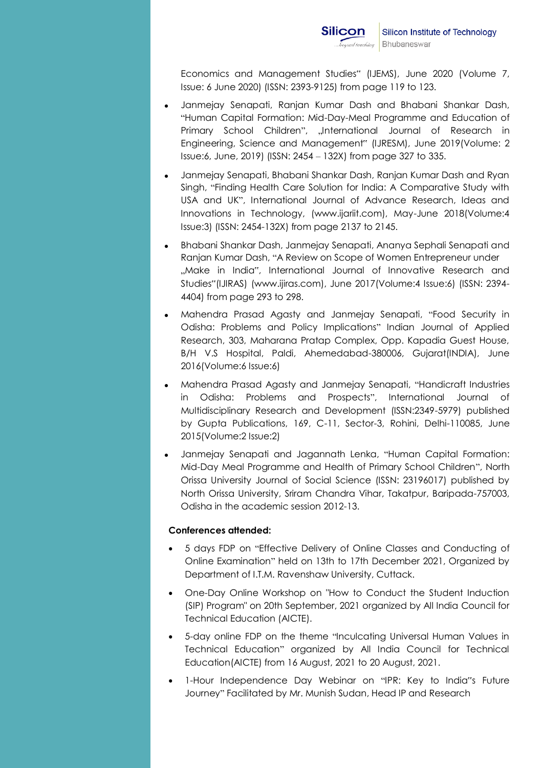Economics and Management Studies" (IJEMS), June 2020 (Volume 7, Issue: 6 June 2020) (ISSN: 2393-9125) from page 119 to 123.

- Janmejay Senapati, Ranjan Kumar Dash and Bhabani Shankar Dash, "Human Capital Formation: Mid-Day-Meal Programme and Education of Primary School Children", „International Journal of Research in Engineering, Science and Management" (IJRESM), June 2019(Volume: 2 Issue:6, June, 2019) (ISSN: 2454 – 132X) from page 327 to 335.
- Janmejay Senapati, Bhabani Shankar Dash, Ranjan Kumar Dash and Ryan Singh, "Finding Health Care Solution for India: A Comparative Study with USA and UK", International Journal of Advance Research, Ideas and Innovations in Technology, (www.ijariit.com), May-June 2018(Volume:4 Issue:3) (ISSN: 2454-132X) from page 2137 to 2145.
- Bhabani Shankar Dash, Janmejay Senapati, Ananya Sephali Senapati and Ranjan Kumar Dash, "A Review on Scope of Women Entrepreneur under „Make in India", International Journal of Innovative Research and Studies"(IJIRAS) (www.ijiras.com), June 2017(Volume:4 Issue:6) (ISSN: 2394-4404) from page 293 to 298.
- Mahendra Prasad Agasty and Janmejay Senapati, "Food Security in Odisha: Problems and Policy Implications" Indian Journal of Applied Research, 303, Maharana Pratap Complex, Opp. Kapadia Guest House, B/H V.S Hospital, Paldi, Ahemedabad-380006, Gujarat(INDIA), June 2016(Volume:6 Issue:6)
- Mahendra Prasad Agasty and Janmejay Senapati, "Handicraft Industries in Odisha: Problems and Prospects", International Journal of Multidisciplinary Research and Development (ISSN:2349-5979) published by Gupta Publications, 169, C-11, Sector-3, Rohini, Delhi-110085, June 2015(Volume:2 Issue:2)
- Janmejay Senapati and Jagannath Lenka, "Human Capital Formation: Mid-Day Meal Programme and Health of Primary School Children", North Orissa University Journal of Social Science (ISSN: 23196017) published by North Orissa University, Sriram Chandra Vihar, Takatpur, Baripada-757003, Odisha in the academic session 2012-13.

**Conferences attended:**

- 5 days FDP on "Effective Delivery of Online Classes and Conducting of Online Examination" held on 13th to 17th December 2021, Organized by Department of I.T.M. Ravenshaw University, Cuttack.
- One-Day Online Workshop on "How to Conduct the Student Induction (SIP) Program" on 20th September, 2021 organized by All India Council for Technical Education (AICTE).
- 5-day online FDP on the theme "Inculcating Universal Human Values in Technical Education" organized by All India Council for Technical Education(AICTE) from 16 August, 2021 to 20 August, 2021.
- 1-Hour Independence Day Webinar on "IPR: Key to India"s Future Journey" Facilitated by Mr. Munish Sudan, Head IP and Research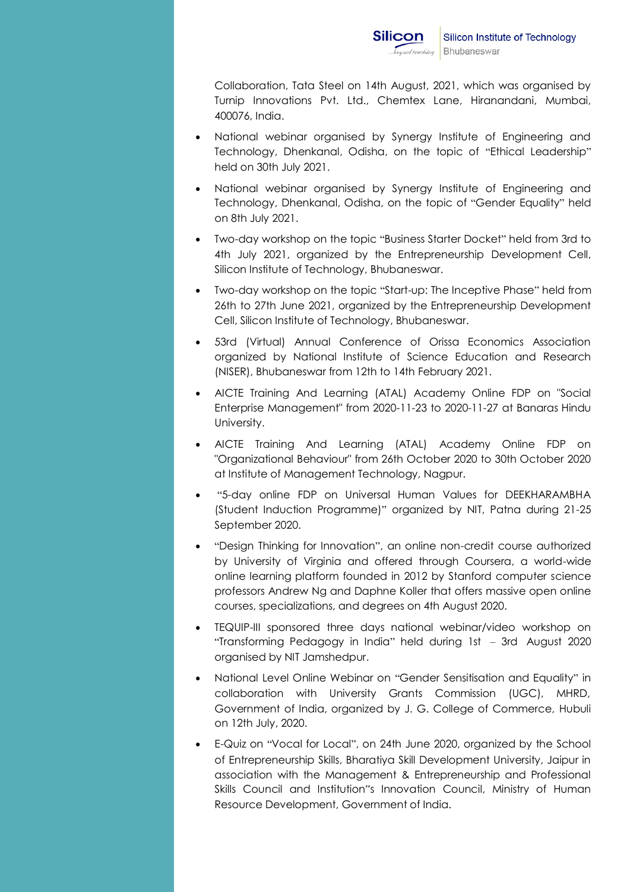Collaboration, Tata Steel on 14th August, 2021, which was organised by Turnip Innovations Pvt. Ltd., Chemtex Lane, Hiranandani, Mumbai, 400076, India.

- National webinar organised by Synergy Institute of Engineering and Technology, Dhenkanal, Odisha, on the topic of "Ethical Leadership" held on 30th July 2021.
- National webinar organised by Synergy Institute of Engineering and Technology, Dhenkanal, Odisha, on the topic of "Gender Equality" held on 8th July 2021.
- Two-day workshop on the topic "Business Starter Docket" held from 3rd to 4th July 2021, organized by the Entrepreneurship Development Cell, Silicon Institute of Technology, Bhubaneswar.
- Two-day workshop on the topic "Start-up: The Inceptive Phase" held from 26th to 27th June 2021, organized by the Entrepreneurship Development Cell, Silicon Institute of Technology, Bhubaneswar.
- 53rd (Virtual) Annual Conference of Orissa Economics Association organized by National Institute of Science Education and Research (NISER), Bhubaneswar from 12th to 14th February 2021.
- AICTE Training And Learning (ATAL) Academy Online FDP on "Social Enterprise Management" from 2020-11-23 to 2020-11-27 at Banaras Hindu University.
- AICTE Training And Learning (ATAL) Academy Online FDP on "Organizational Behaviour" from 26th October 2020 to 30th October 2020 at Institute of Management Technology, Nagpur.
- "5-day online FDP on Universal Human Values for DEEKHARAMBHA (Student Induction Programme)" organized by NIT, Patna during 21-25 September 2020.
- "Design Thinking for Innovation", an online non-credit course authorized by University of Virginia and offered through Coursera, a world-wide online learning platform founded in 2012 by Stanford computer science professors Andrew Ng and Daphne Koller that offers massive open online courses, specializations, and degrees on 4th August 2020.
- TEQUIP-III sponsored three days national webinar/video workshop on "Transforming Pedagogy in India" held during 1st – 3rd August 2020 organised by NIT Jamshedpur.
- National Level Online Webinar on "Gender Sensitisation and Equality" in collaboration with University Grants Commission (UGC), MHRD, Government of India, organized by J. G. College of Commerce, Hubuli on 12th July, 2020.
- E-Quiz on "Vocal for Local", on 24th June 2020, organized by the School of Entrepreneurship Skills, Bharatiya Skill Development University, Jaipur in association with the Management & Entrepreneurship and Professional Skills Council and Institution"s Innovation Council, Ministry of Human Resource Development, Government of India.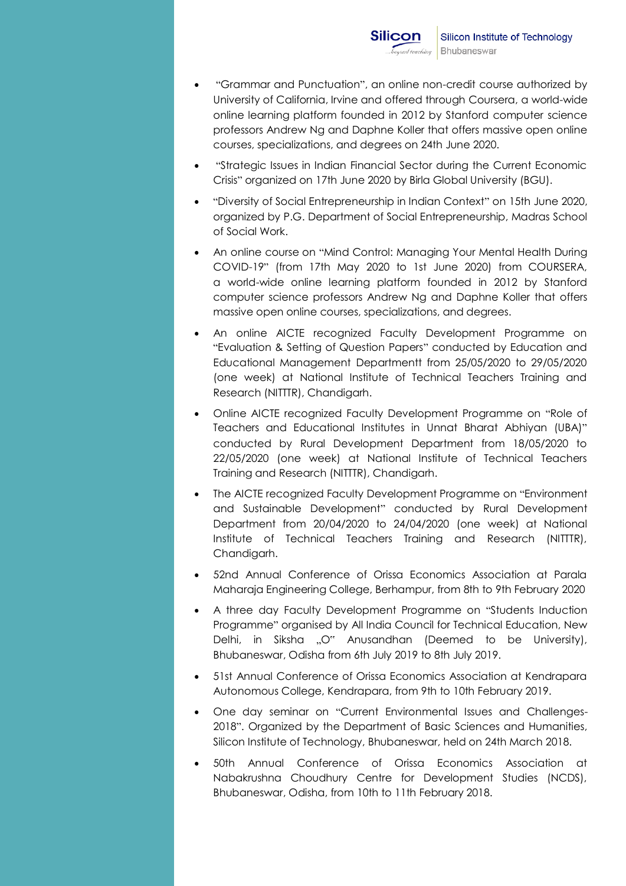- "Grammar and Punctuation", an online non-credit course authorized by University of California, Irvine and offered through Coursera, a world-wide online learning platform founded in 2012 by Stanford computer science professors Andrew Ng and Daphne Koller that offers massive open online courses, specializations, and degrees on 24th June 2020.
- "Strategic Issues in Indian Financial Sector during the Current Economic Crisis" organized on 17th June 2020 by Birla Global University (BGU).
- "Diversity of Social Entrepreneurship in Indian Context" on 15th June 2020, organized by P.G. Department of Social Entrepreneurship, Madras School of Social Work.
- An online course on "Mind Control: Managing Your Mental Health During COVID-19" (from 17th May 2020 to 1st June 2020) from COURSERA, a world-wide online learning platform founded in 2012 by Stanford computer science professors Andrew Ng and Daphne Koller that offers massive open online courses, specializations, and degrees.
- An online AICTE recognized Faculty Development Programme on "Evaluation & Setting of Question Papers" conducted by Education and Educational Management Departmentt from 25/05/2020 to 29/05/2020 (one week) at National Institute of Technical Teachers Training and Research (NITTTR), Chandigarh.
- Online AICTE recognized Faculty Development Programme on "Role of Teachers and Educational Institutes in Unnat Bharat Abhiyan (UBA)" conducted by Rural Development Department from 18/05/2020 to 22/05/2020 (one week) at National Institute of Technical Teachers Training and Research (NITTTR), Chandigarh.
- The AICTE recognized Faculty Development Programme on "Environment and Sustainable Development" conducted by Rural Development Department from 20/04/2020 to 24/04/2020 (one week) at National Institute of Technical Teachers Training and Research (NITTTR), Chandigarh.
- 52nd Annual Conference of Orissa Economics Association at Parala Maharaja Engineering College, Berhampur, from 8th to 9th February 2020
- A three day Faculty Development Programme on "Students Induction Programme" organised by All India Council for Technical Education, New Delhi, in Siksha „O" Anusandhan (Deemed to be University), Bhubaneswar, Odisha from 6th July 2019 to 8th July 2019.
- 51st Annual Conference of Orissa Economics Association at Kendrapara Autonomous College, Kendrapara, from 9th to 10th February 2019.
- One day seminar on "Current Environmental Issues and Challenges-2018". Organized by the Department of Basic Sciences and Humanities, Silicon Institute of Technology, Bhubaneswar, held on 24th March 2018.
- 50th Annual Conference of Orissa Economics Association at Nabakrushna Choudhury Centre for Development Studies (NCDS), Bhubaneswar, Odisha, from 10th to 11th February 2018.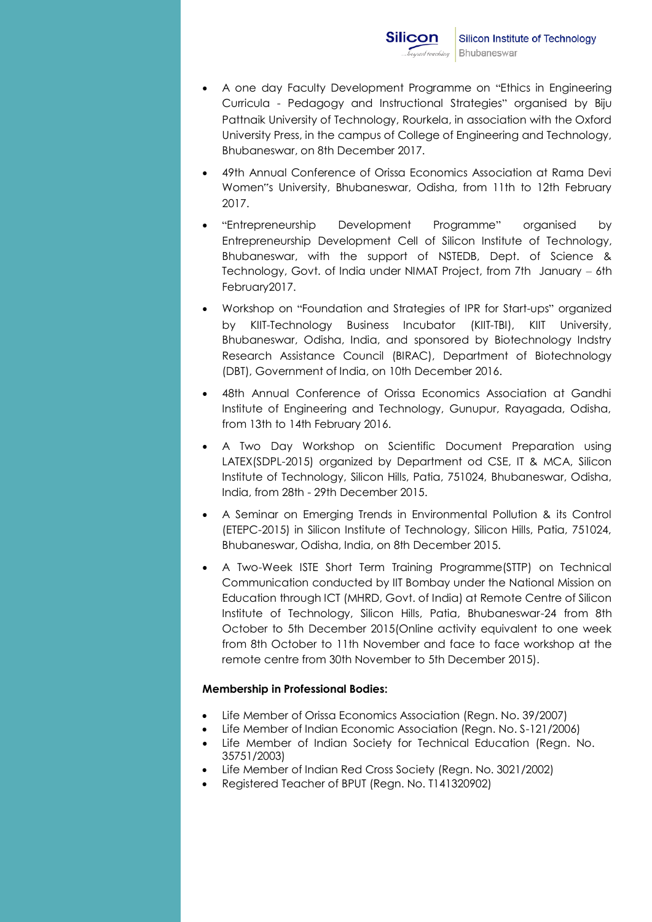- A one day Faculty Development Programme on "Ethics in Engineering Curricula - Pedagogy and Instructional Strategies" organised by Biju Pattnaik University of Technology, Rourkela, in association with the Oxford University Press, in the campus of College of Engineering and Technology, Bhubaneswar, on 8th December 2017.
- 49th Annual Conference of Orissa Economics Association at Rama Devi Women"s University, Bhubaneswar, Odisha, from 11th to 12th February 2017.
- "Entrepreneurship Development Programme" organised by Entrepreneurship Development Cell of Silicon Institute of Technology, Bhubaneswar, with the support of NSTEDB, Dept. of Science & Technology, Govt. of India under NIMAT Project, from 7th January – 6th February2017.
- Workshop on "Foundation and Strategies of IPR for Start-ups" organized by KIIT-Technology Business Incubator (KIIT-TBI), KIIT University, Bhubaneswar, Odisha, India, and sponsored by Biotechnology Indstry Research Assistance Council (BIRAC), Department of Biotechnology (DBT), Government of India, on 10th December 2016.
- 48th Annual Conference of Orissa Economics Association at Gandhi Institute of Engineering and Technology, Gunupur, Rayagada, Odisha, from 13th to 14th February 2016.
- A Two Day Workshop on Scientific Document Preparation using LATEX(SDPL-2015) organized by Department od CSE, IT & MCA, Silicon Institute of Technology, Silicon Hills, Patia, 751024, Bhubaneswar, Odisha, India, from 28th - 29th December 2015.
- A Seminar on Emerging Trends in Environmental Pollution & its Control (ETEPC-2015) in Silicon Institute of Technology, Silicon Hills, Patia, 751024, Bhubaneswar, Odisha, India, on 8th December 2015.
- A Two-Week ISTE Short Term Training Programme(STTP) on Technical Communication conducted by IIT Bombay under the National Mission on Education through ICT (MHRD, Govt. of India) at Remote Centre of Silicon Institute of Technology, Silicon Hills, Patia, Bhubaneswar-24 from 8th October to 5th December 2015(Online activity equivalent to one week from 8th October to 11th November and face to face workshop at the remote centre from 30th November to 5th December 2015).

**Membership in Professional Bodies:**

- Life Member of Orissa Economics Association (Regn. No. 39/2007)
- Life Member of Indian Economic Association (Regn. No. S-121/2006)
- Life Member of Indian Society for Technical Education (Regn. No. 35751/2003)
- Life Member of Indian Red Cross Society (Regn. No. 3021/2002)
- Registered Teacher of BPUT (Regn. No. T141320902)